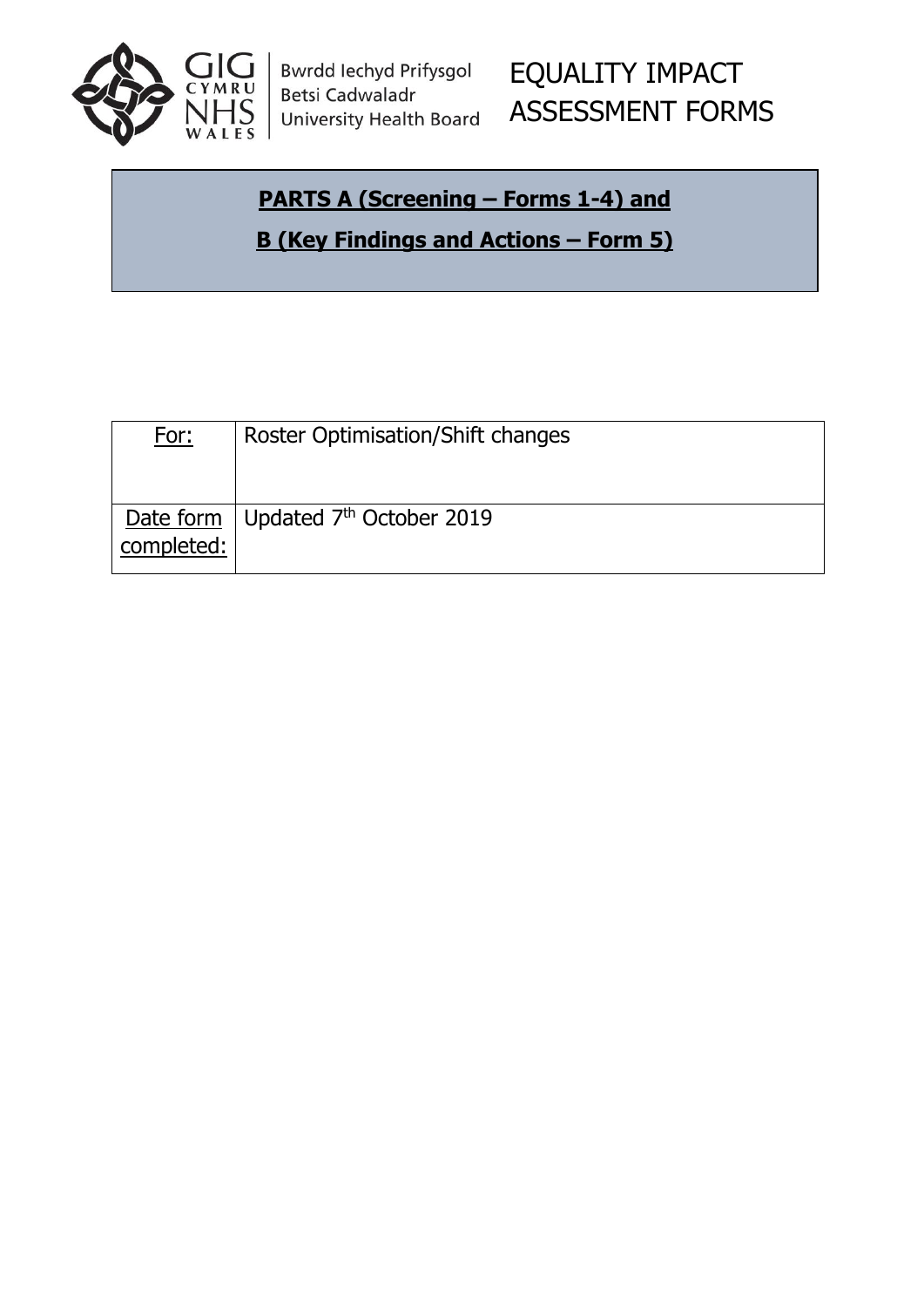Bwrdd Iechyd Prifysgol Betsi Cadwaladr University Health Board

# EQUALITY IMPACT ASSESSMENT FORMS

**PARTS A (Screening – Forms 1-4) and**

**B (Key Findings and Actions – Form 5)**

| For: | Roster Optimisation/Shift changes |
|---|---|
| Date form completed: | Updated 7th October 2019 |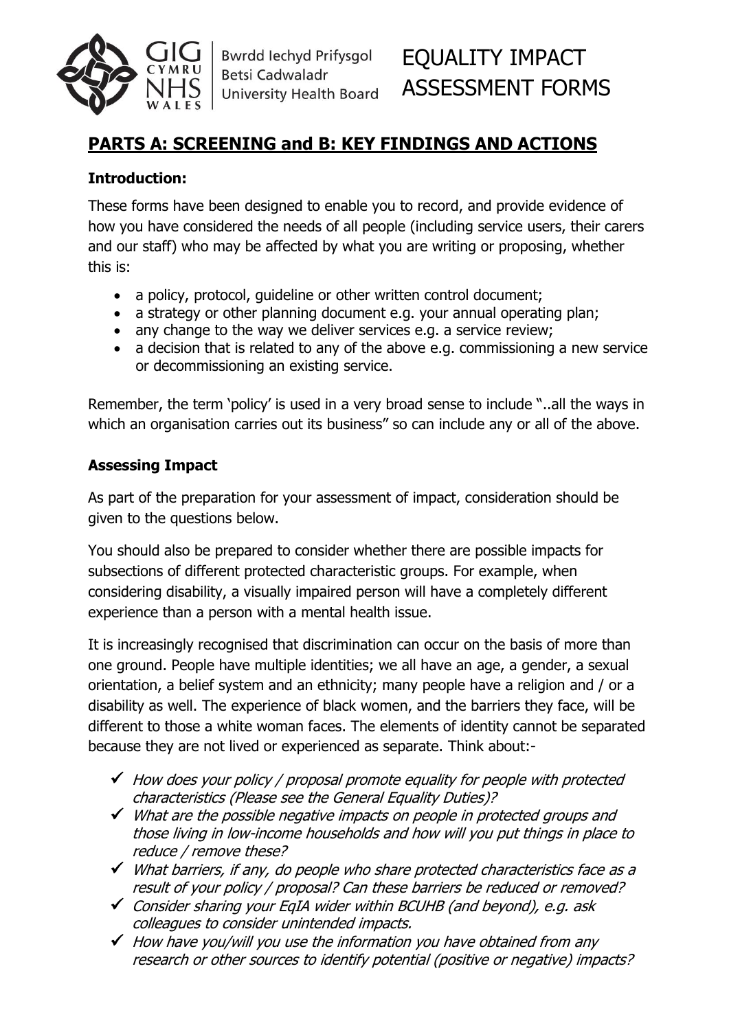# EQUALITY IMPACT ASSESSMENT FORMS

## PARTS A: SCREENING and B: KEY FINDINGS AND ACTIONS

### Introduction:

These forms have been designed to enable you to record, and provide evidence of how you have considered the needs of all people (including service users, their carers and our staff) who may be affected by what you are writing or proposing, whether this is:

- a policy, protocol, guideline or other written control document;
- a strategy or other planning document e.g. your annual operating plan;
- any change to the way we deliver services e.g. a service review;
- a decision that is related to any of the above e.g. commissioning a new service or decommissioning an existing service.

Remember, the term 'policy' is used in a very broad sense to include "..all the ways in which an organisation carries out its business" so can include any or all of the above.

### Assessing Impact

As part of the preparation for your assessment of impact, consideration should be given to the questions below.

You should also be prepared to consider whether there are possible impacts for subsections of different protected characteristic groups. For example, when considering disability, a visually impaired person will have a completely different experience than a person with a mental health issue.

It is increasingly recognised that discrimination can occur on the basis of more than one ground. People have multiple identities; we all have an age, a gender, a sexual orientation, a belief system and an ethnicity; many people have a religion and / or a disability as well. The experience of black women, and the barriers they face, will be different to those a white woman faces. The elements of identity cannot be separated because they are not lived or experienced as separate. Think about:-

- ✓ *How does your policy / proposal promote equality for people with protected characteristics (Please see the General Equality Duties)?*
- ✓ *What are the possible negative impacts on people in protected groups and those living in low-income households and how will you put things in place to reduce / remove these?*
- ✓ *What barriers, if any, do people who share protected characteristics face as a result of your policy / proposal? Can these barriers be reduced or removed?*
- ✓ *Consider sharing your EqIA wider within BCUHB (and beyond), e.g. ask colleagues to consider unintended impacts.*
- ✓ *How have you/will you use the information you have obtained from any research or other sources to identify potential (positive or negative) impacts?*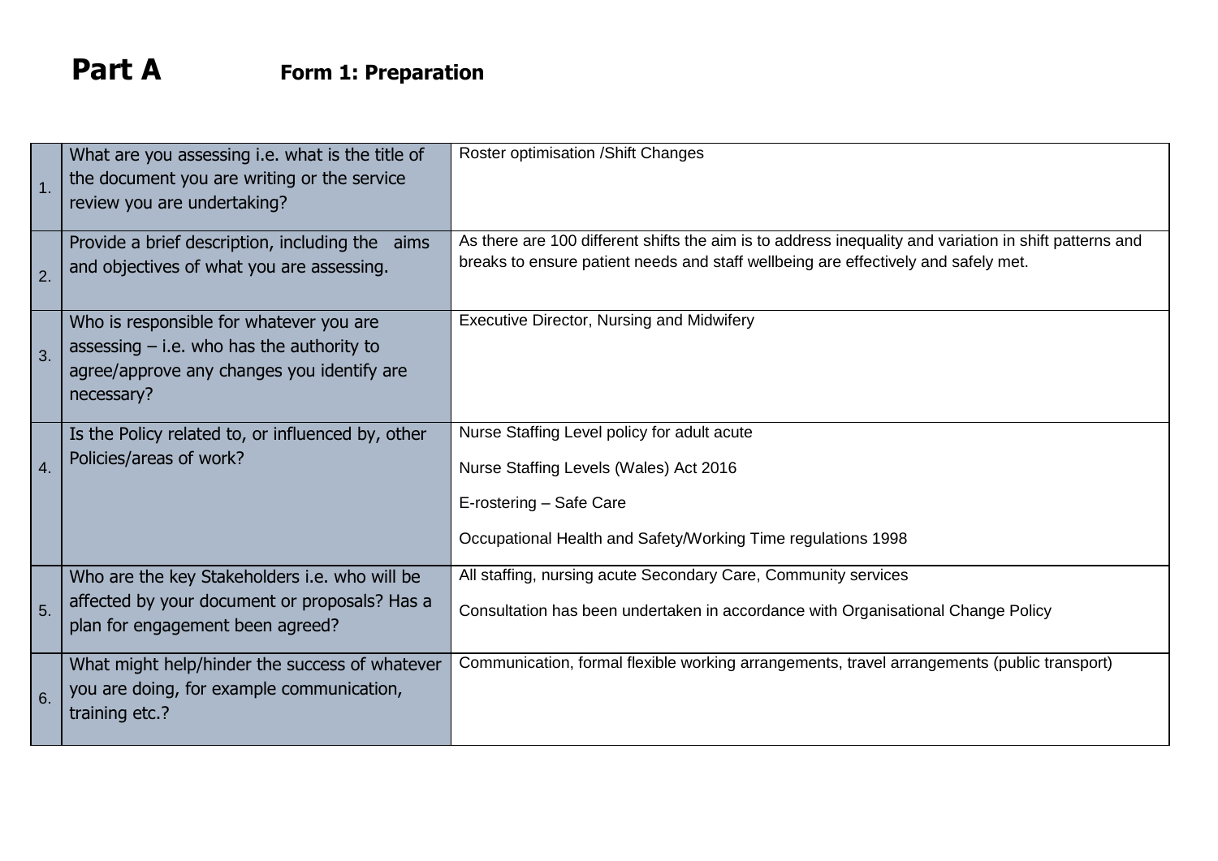# Part A Form 1: Preparation

| | | |
|---|---|---|
| 1. | What are you assessing i.e. what is the title of the document you are writing or the service review you are undertaking? | Roster optimisation /Shift Changes |
| 2. | Provide a brief description, including the aims and objectives of what you are assessing. | As there are 100 different shifts the aim is to address inequality and variation in shift patterns and breaks to ensure patient needs and staff wellbeing are effectively and safely met. |
| 3. | Who is responsible for whatever you are assessing – i.e. who has the authority to agree/approve any changes you identify are necessary? | Executive Director, Nursing and Midwifery |
| 4. | Is the Policy related to, or influenced by, other Policies/areas of work? | Nurse Staffing Level policy for adult acute<br><br>Nurse Staffing Levels (Wales) Act 2016<br><br>E-rostering – Safe Care<br><br>Occupational Health and Safety/Working Time regulations 1998 |
| 5. | Who are the key Stakeholders i.e. who will be affected by your document or proposals? Has a plan for engagement been agreed? | All staffing, nursing acute Secondary Care, Community services<br><br>Consultation has been undertaken in accordance with Organisational Change Policy |
| 6. | What might help/hinder the success of whatever you are doing, for example communication, training etc.? | Communication, formal flexible working arrangements, travel arrangements (public transport) |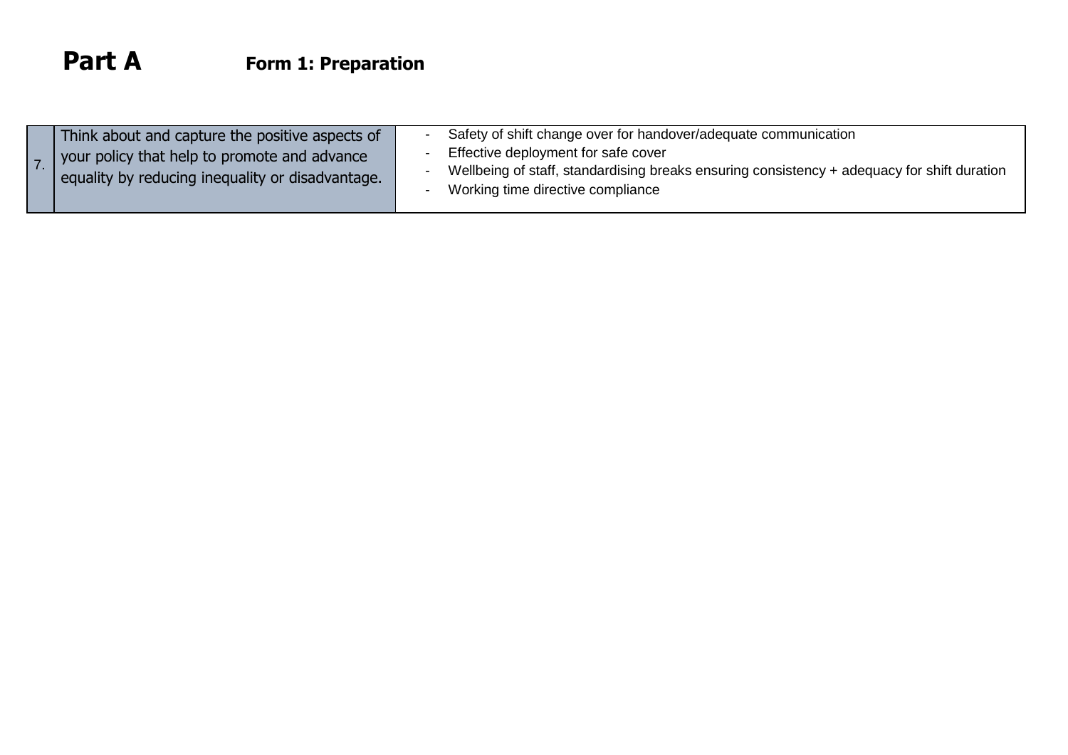# Part A

## Form 1: Preparation

| | | |
|---|---|---|
| 7. | Think about and capture the positive aspects of your policy that help to promote and advance equality by reducing inequality or disadvantage. | - Safety of shift change over for handover/adequate communication<br>- Effective deployment for safe cover<br>- Wellbeing of staff, standardising breaks ensuring consistency + adequacy for shift duration<br>- Working time directive compliance |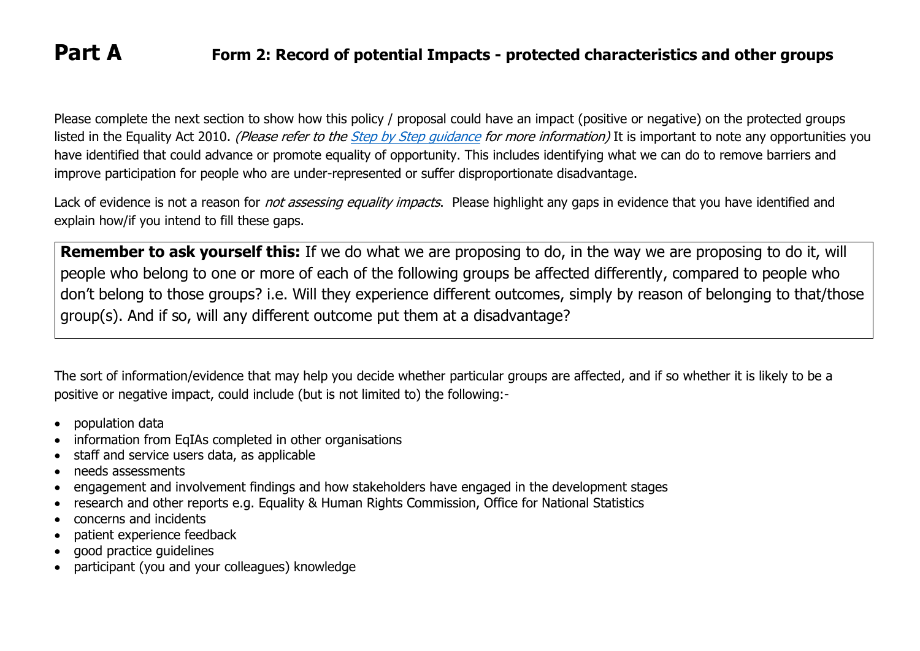# Part A

## Form 2: Record of potential Impacts - protected characteristics and other groups

Please complete the next section to show how this policy / proposal could have an impact (positive or negative) on the protected groups listed in the Equality Act 2010. *(Please refer to the Step by Step guidance for more information)* It is important to note any opportunities you have identified that could advance or promote equality of opportunity. This includes identifying what we can do to remove barriers and improve participation for people who are under-represented or suffer disproportionate disadvantage.

Lack of evidence is not a reason for *not assessing equality impacts*. Please highlight any gaps in evidence that you have identified and explain how/if you intend to fill these gaps.

**Remember to ask yourself this:** If we do what we are proposing to do, in the way we are proposing to do it, will people who belong to one or more of each of the following groups be affected differently, compared to people who don't belong to those groups? i.e. Will they experience different outcomes, simply by reason of belonging to that/those group(s). And if so, will any different outcome put them at a disadvantage?

The sort of information/evidence that may help you decide whether particular groups are affected, and if so whether it is likely to be a positive or negative impact, could include (but is not limited to) the following:-

- population data
- information from EqIAs completed in other organisations
- staff and service users data, as applicable
- needs assessments
- engagement and involvement findings and how stakeholders have engaged in the development stages
- research and other reports e.g. Equality & Human Rights Commission, Office for National Statistics
- concerns and incidents
- patient experience feedback
- good practice guidelines
- participant (you and your colleagues) knowledge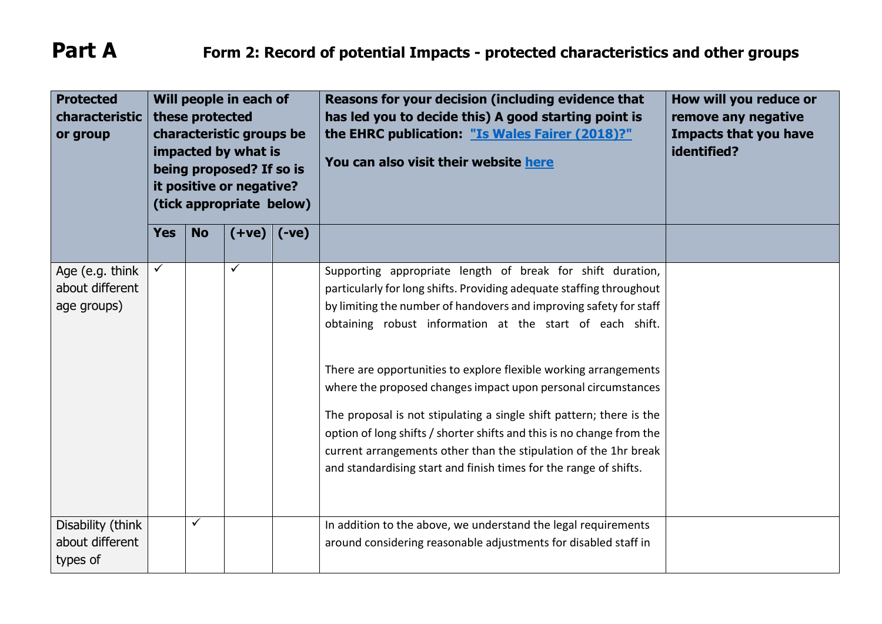# Part A

## Form 2: Record of potential Impacts - protected characteristics and other groups

| Protected characteristic or group | Will people in each of these protected characteristic groups be impacted by what is being proposed? If so is it positive or negative? (tick appropriate below) | | | | Reasons for your decision (including evidence that has led you to decide this) A good starting point is the EHRC publication: ["Is Wales Fairer (2018)?"]()<br><br>You can also visit their website [here]() | How will you reduce or remove any negative Impacts that you have identified? |
|---|---|---|---|---|---|---|
| | **Yes** | **No** | **(+ve)** | **(-ve)** | | |
| Age (e.g. think about different age groups) | ✓ | | ✓ | | Supporting appropriate length of break for shift duration, particularly for long shifts. Providing adequate staffing throughout by limiting the number of handovers and improving safety for staff obtaining robust information at the start of each shift.<br><br>There are opportunities to explore flexible working arrangements where the proposed changes impact upon personal circumstances<br><br>The proposal is not stipulating a single shift pattern; there is the option of long shifts / shorter shifts and this is no change from the current arrangements other than the stipulation of the 1hr break and standardising start and finish times for the range of shifts. | |
| Disability (think about different types of | | ✓ | | | In addition to the above, we understand the legal requirements around considering reasonable adjustments for disabled staff in | |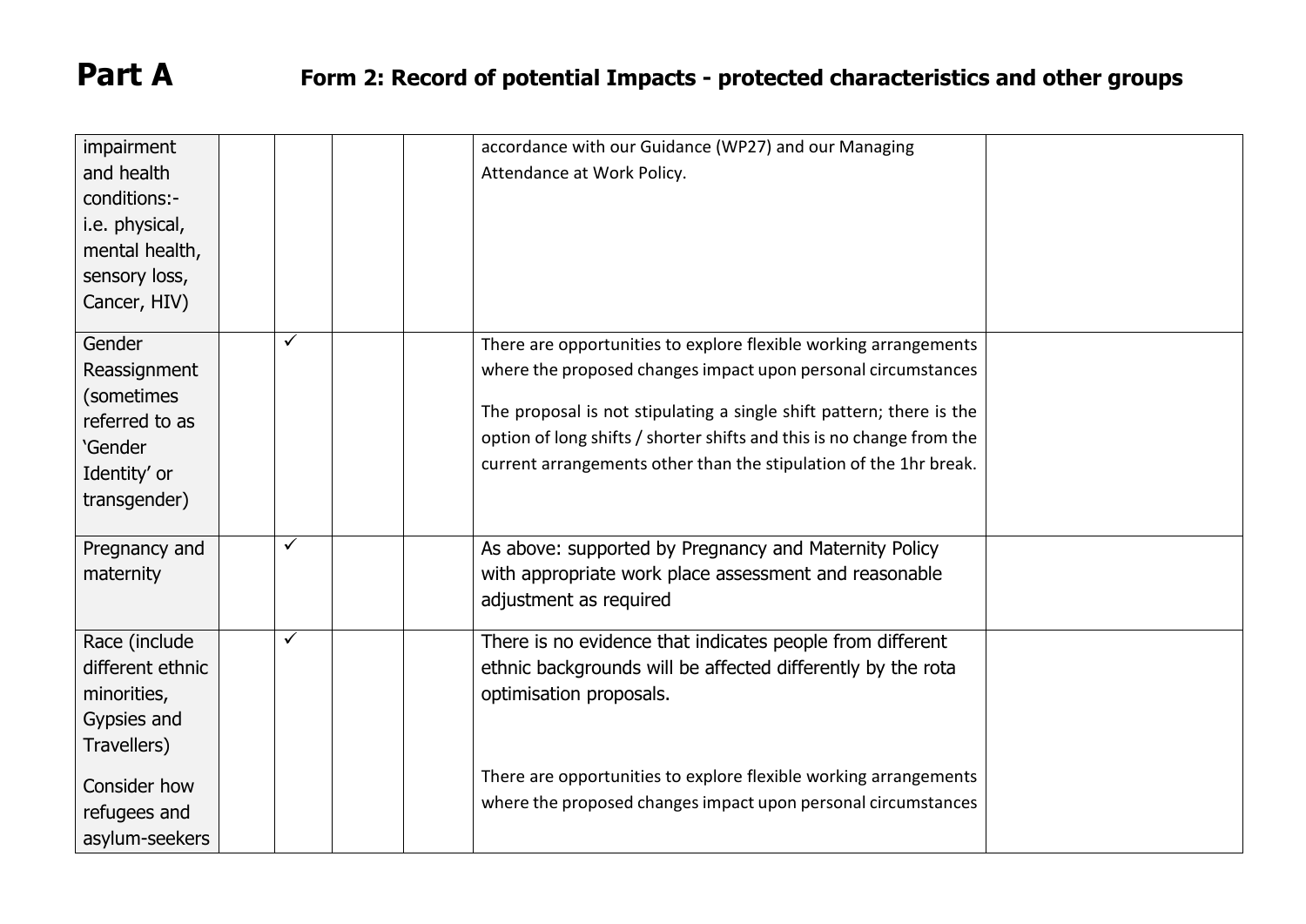# Part A Form 2: Record of potential Impacts - protected characteristics and other groups

| | | | | | | |
|---|---|---|---|---|---|---|
| impairment and health conditions:- i.e. physical, mental health, sensory loss, Cancer, HIV) | | | | | accordance with our Guidance (WP27) and our Managing Attendance at Work Policy. | |
| Gender Reassignment (sometimes referred to as 'Gender Identity' or transgender) | | ✓ | | | There are opportunities to explore flexible working arrangements where the proposed changes impact upon personal circumstances<br><br>The proposal is not stipulating a single shift pattern; there is the option of long shifts / shorter shifts and this is no change from the current arrangements other than the stipulation of the 1hr break. | |
| Pregnancy and maternity | | ✓ | | | As above: supported by Pregnancy and Maternity Policy with appropriate work place assessment and reasonable adjustment as required | |
| Race (include different ethnic minorities, Gypsies and Travellers)<br><br>Consider how refugees and asylum-seekers | | ✓ | | | There is no evidence that indicates people from different ethnic backgrounds will be affected differently by the rota optimisation proposals.<br><br>There are opportunities to explore flexible working arrangements where the proposed changes impact upon personal circumstances | |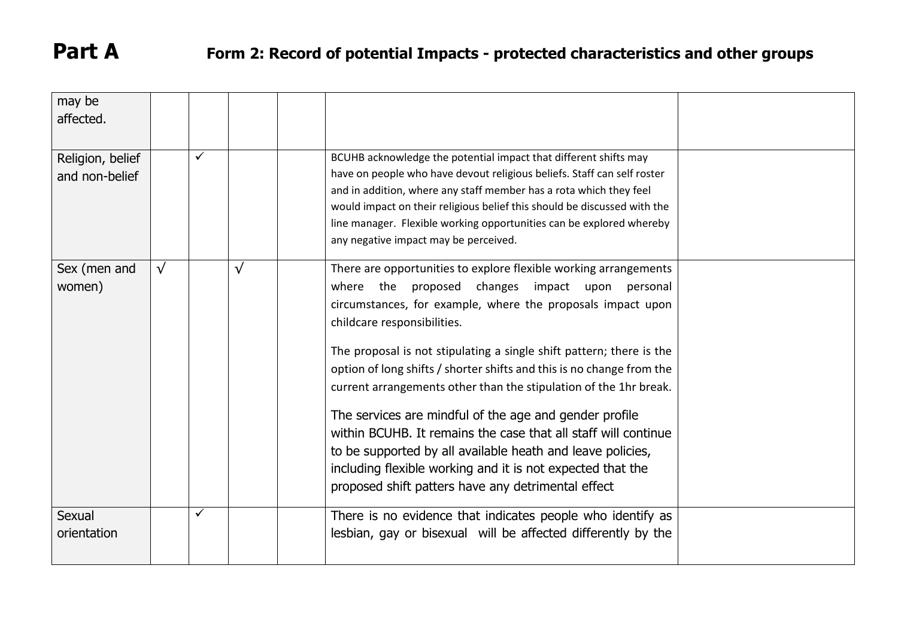# Part A Form 2: Record of potential Impacts - protected characteristics and other groups

| | | | | | | |
|---|---|---|---|---|---|---|
| may be affected. | | | | | | |
| Religion, belief and non-belief | | ✓ | | | BCUHB acknowledge the potential impact that different shifts may have on people who have devout religious beliefs. Staff can self roster and in addition, where any staff member has a rota which they feel would impact on their religious belief this should be discussed with the line manager. Flexible working opportunities can be explored whereby any negative impact may be perceived. | |
| Sex (men and women) | √ | | √ | | There are opportunities to explore flexible working arrangements where the proposed changes impact upon personal circumstances, for example, where the proposals impact upon childcare responsibilities.<br><br>The proposal is not stipulating a single shift pattern; there is the option of long shifts / shorter shifts and this is no change from the current arrangements other than the stipulation of the 1hr break.<br><br>The services are mindful of the age and gender profile within BCUHB. It remains the case that all staff will continue to be supported by all available heath and leave policies, including flexible working and it is not expected that the proposed shift patters have any detrimental effect | |
| Sexual orientation | | ✓ | | | There is no evidence that indicates people who identify as lesbian, gay or bisexual will be affected differently by the | |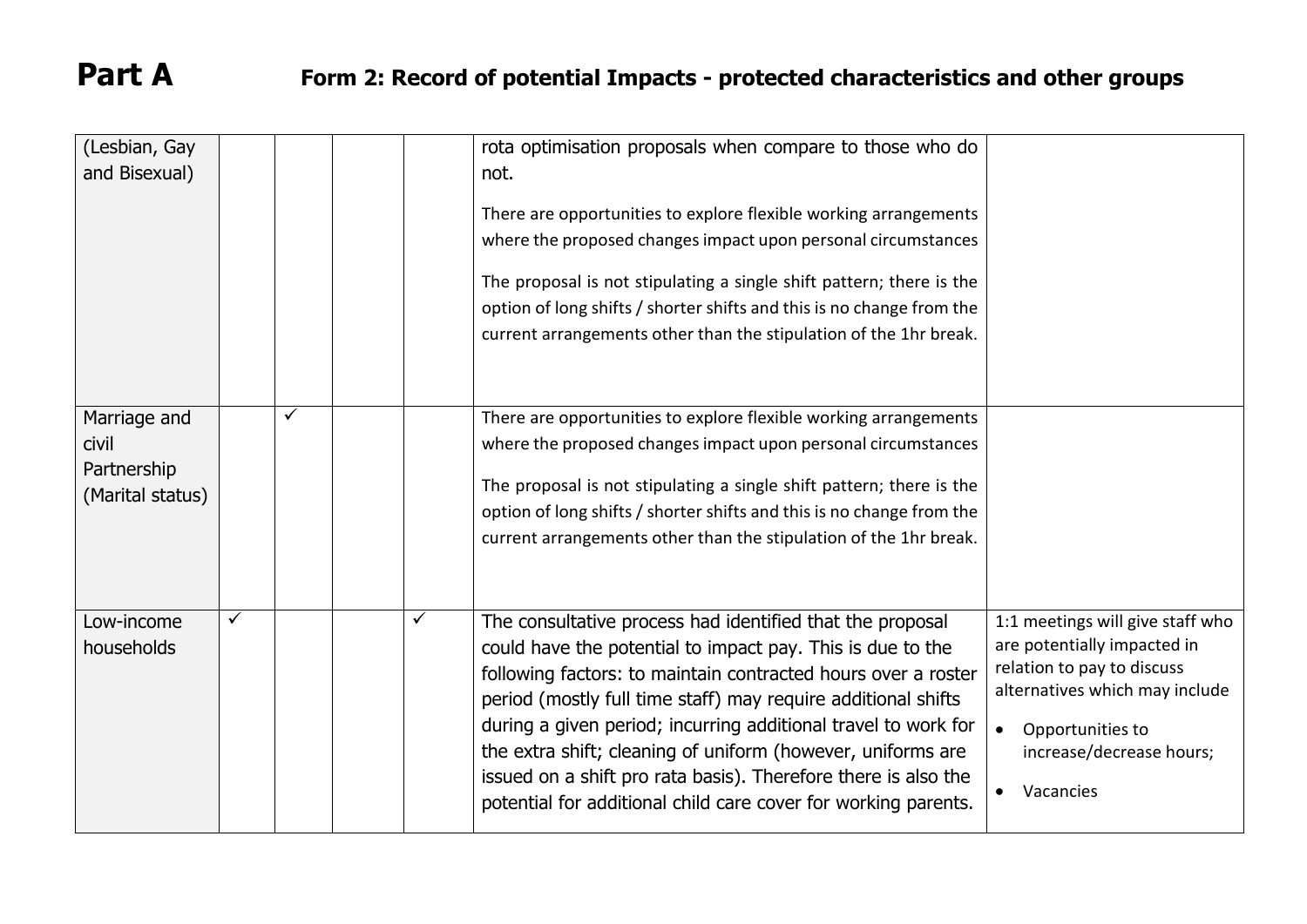# Part A Form 2: Record of potential Impacts - protected characteristics and other groups

| | | | | | | |
|---|---|---|---|---|---|---|
| (Lesbian, Gay and Bisexual) | | | | | rota optimisation proposals when compare to those who do not.<br><br>There are opportunities to explore flexible working arrangements where the proposed changes impact upon personal circumstances<br><br>The proposal is not stipulating a single shift pattern; there is the option of long shifts / shorter shifts and this is no change from the current arrangements other than the stipulation of the 1hr break. | |
| Marriage and civil Partnership (Marital status) | | ✓ | | | There are opportunities to explore flexible working arrangements where the proposed changes impact upon personal circumstances<br><br>The proposal is not stipulating a single shift pattern; there is the option of long shifts / shorter shifts and this is no change from the current arrangements other than the stipulation of the 1hr break. | |
| Low-income households | ✓ | | | ✓ | The consultative process had identified that the proposal could have the potential to impact pay. This is due to the following factors: to maintain contracted hours over a roster period (mostly full time staff) may require additional shifts during a given period; incurring additional travel to work for the extra shift; cleaning of uniform (however, uniforms are issued on a shift pro rata basis). Therefore there is also the potential for additional child care cover for working parents. | 1:1 meetings will give staff who are potentially impacted in relation to pay to discuss alternatives which may include<br><br>• Opportunities to increase/decrease hours;<br><br>• Vacancies |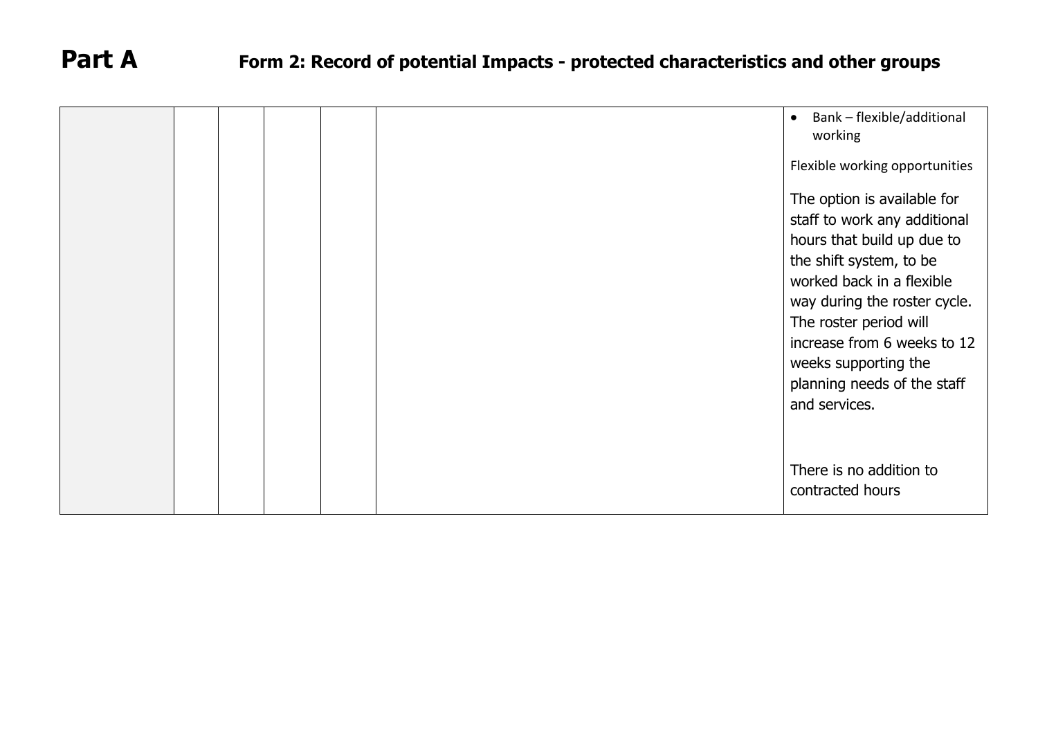**Part A** **Form 2: Record of potential Impacts - protected characteristics and other groups**

| | | | | | | |
|---|---|---|---|---|---|---|
| | | | | | | • Bank – flexible/additional working<br><br>Flexible working opportunities<br><br>The option is available for staff to work any additional hours that build up due to the shift system, to be worked back in a flexible way during the roster cycle. The roster period will increase from 6 weeks to 12 weeks supporting the planning needs of the staff and services.<br><br>There is no addition to contracted hours |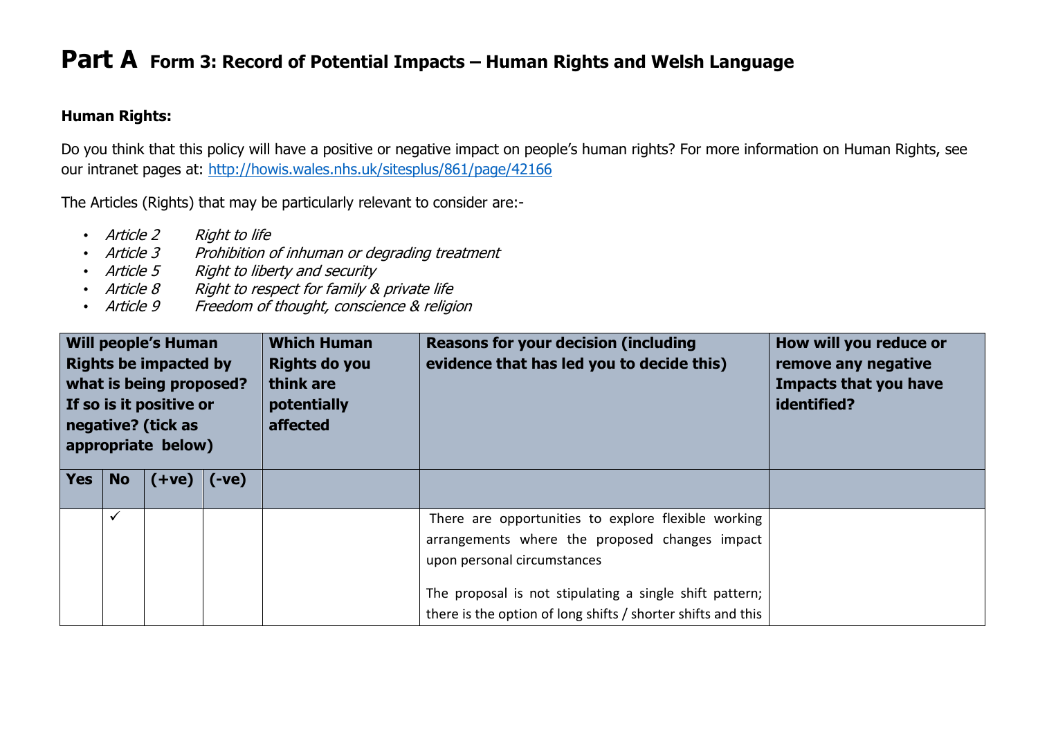# **Part A** Form 3: Record of Potential Impacts – Human Rights and Welsh Language

**Human Rights:**

Do you think that this policy will have a positive or negative impact on people's human rights? For more information on Human Rights, see our intranet pages at: http://howis.wales.nhs.uk/sitesplus/861/page/42166

The Articles (Rights) that may be particularly relevant to consider are:-

- *Article 2 Right to life*
- *Article 3 Prohibition of inhuman or degrading treatment*
- *Article 5 Right to liberty and security*
- *Article 8 Right to respect for family & private life*
- *Article 9 Freedom of thought, conscience & religion*

| Will people's Human Rights be impacted by what is being proposed? If so is it positive or negative? (tick as appropriate below) | | | | Which Human Rights do you think are potentially affected | Reasons for your decision (including evidence that has led you to decide this) | How will you reduce or remove any negative Impacts that you have identified? |
|---|---|---|---|---|---|---|
| **Yes** | **No** | **(+ve)** | **(-ve)** | | | |
| | ✓ | | | | There are opportunities to explore flexible working arrangements where the proposed changes impact upon personal circumstances<br><br>The proposal is not stipulating a single shift pattern; there is the option of long shifts / shorter shifts and this | |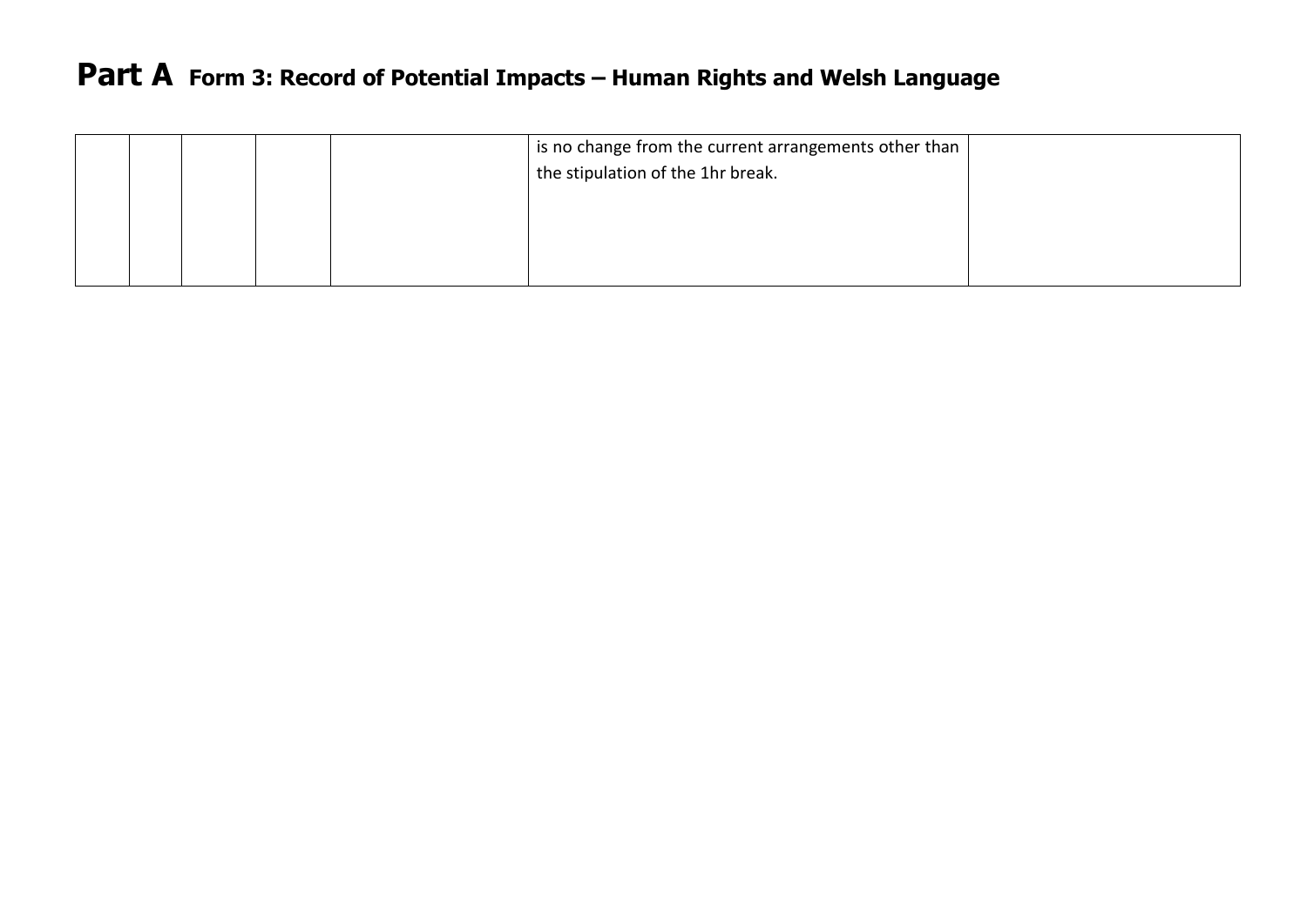# Part A Form 3: Record of Potential Impacts – Human Rights and Welsh Language

| | | | | | | |
|---|---|---|---|---|---|---|
| | | | | | is no change from the current arrangements other than the stipulation of the 1hr break. | |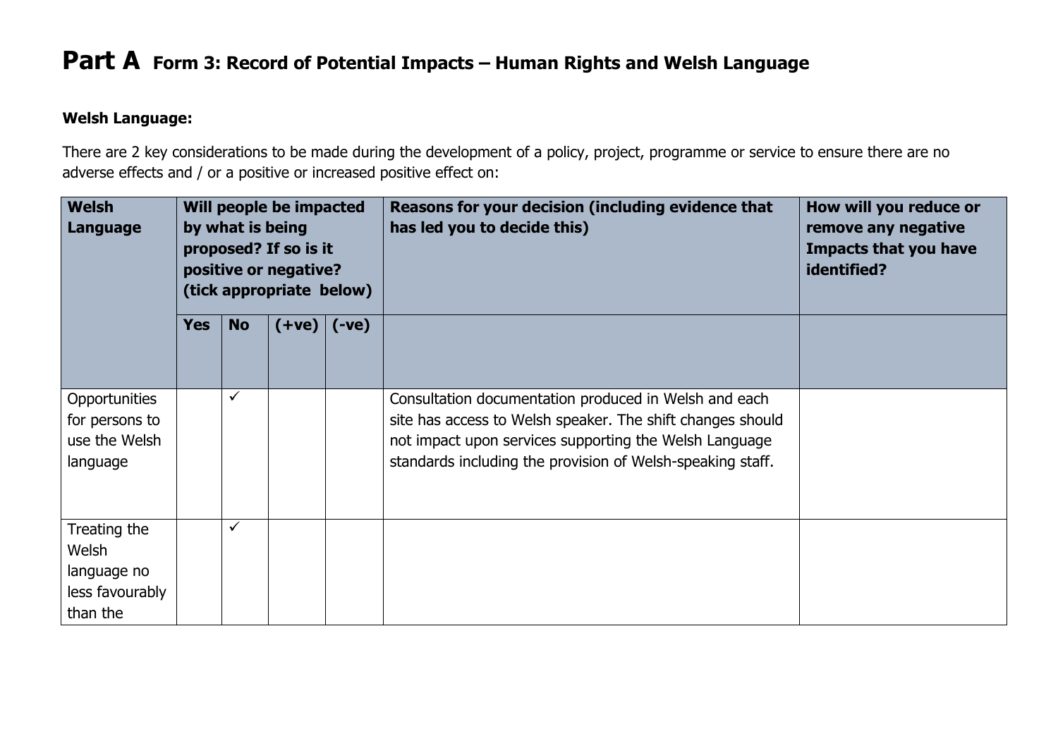# **Part A** Form 3: Record of Potential Impacts – Human Rights and Welsh Language

**Welsh Language:**

There are 2 key considerations to be made during the development of a policy, project, programme or service to ensure there are no adverse effects and / or a positive or increased positive effect on:

| **Welsh Language** | **Will people be impacted by what is being proposed? If so is it positive or negative? (tick appropriate below)** | | | | **Reasons for your decision (including evidence that has led you to decide this)** | **How will you reduce or remove any negative Impacts that you have identified?** |
|---|---|---|---|---|---|---|
| | **Yes** | **No** | **(+ve)** | **(-ve)** | | |
| Opportunities for persons to use the Welsh language | | ✓ | | | Consultation documentation produced in Welsh and each site has access to Welsh speaker. The shift changes should not impact upon services supporting the Welsh Language standards including the provision of Welsh-speaking staff. | |
| Treating the Welsh language no less favourably than the | | ✓ | | | | |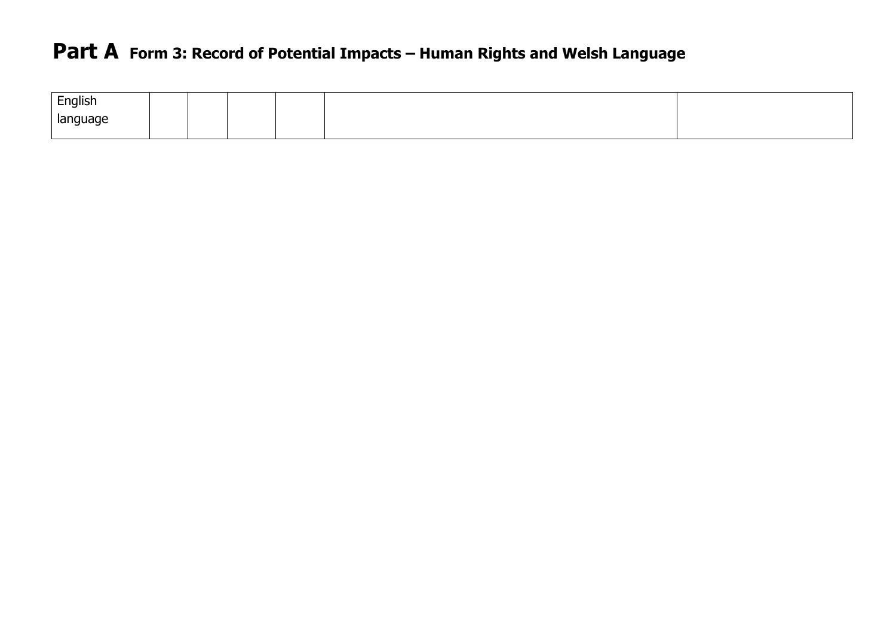# **Part A** Form 3: Record of Potential Impacts – Human Rights and Welsh Language

| | | | | | | |
|---|---|---|---|---|---|---|
| English language | | | | | | |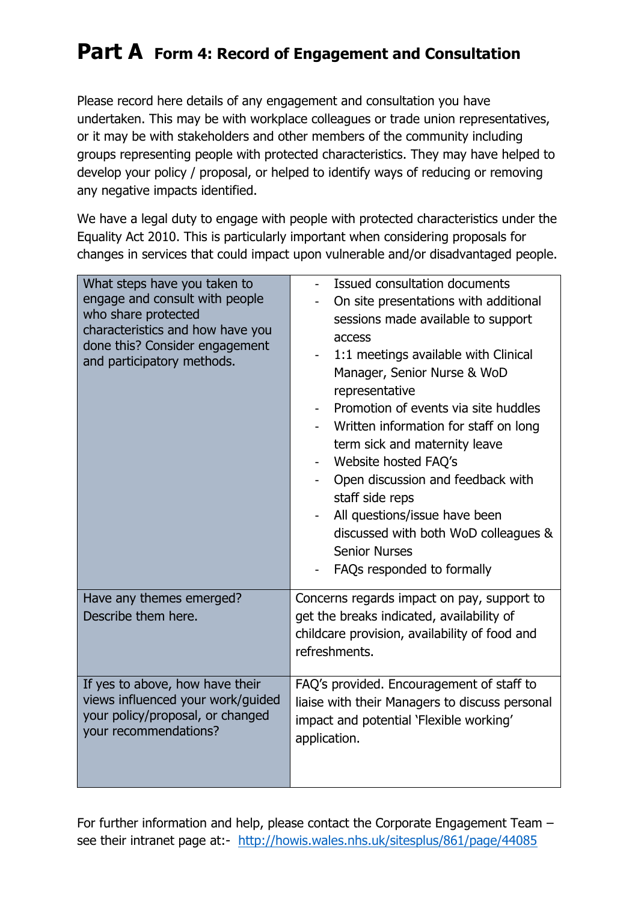# Part A Form 4: Record of Engagement and Consultation

Please record here details of any engagement and consultation you have undertaken. This may be with workplace colleagues or trade union representatives, or it may be with stakeholders and other members of the community including groups representing people with protected characteristics. They may have helped to develop your policy / proposal, or helped to identify ways of reducing or removing any negative impacts identified.

We have a legal duty to engage with people with protected characteristics under the Equality Act 2010. This is particularly important when considering proposals for changes in services that could impact upon vulnerable and/or disadvantaged people.

| | |
|---|---|
| What steps have you taken to engage and consult with people who share protected characteristics and how have you done this? Consider engagement and participatory methods. | - Issued consultation documents<br>- On site presentations with additional sessions made available to support access<br>- 1:1 meetings available with Clinical Manager, Senior Nurse & WoD representative<br>- Promotion of events via site huddles<br>- Written information for staff on long term sick and maternity leave<br>- Website hosted FAQ's<br>- Open discussion and feedback with staff side reps<br>- All questions/issue have been discussed with both WoD colleagues & Senior Nurses<br>- FAQs responded to formally |
| Have any themes emerged? Describe them here. | Concerns regards impact on pay, support to get the breaks indicated, availability of childcare provision, availability of food and refreshments. |
| If yes to above, how have their views influenced your work/guided your policy/proposal, or changed your recommendations? | FAQ's provided. Encouragement of staff to liaise with their Managers to discuss personal impact and potential 'Flexible working' application. |

For further information and help, please contact the Corporate Engagement Team – see their intranet page at:- http://howis.wales.nhs.uk/sitesplus/861/page/44085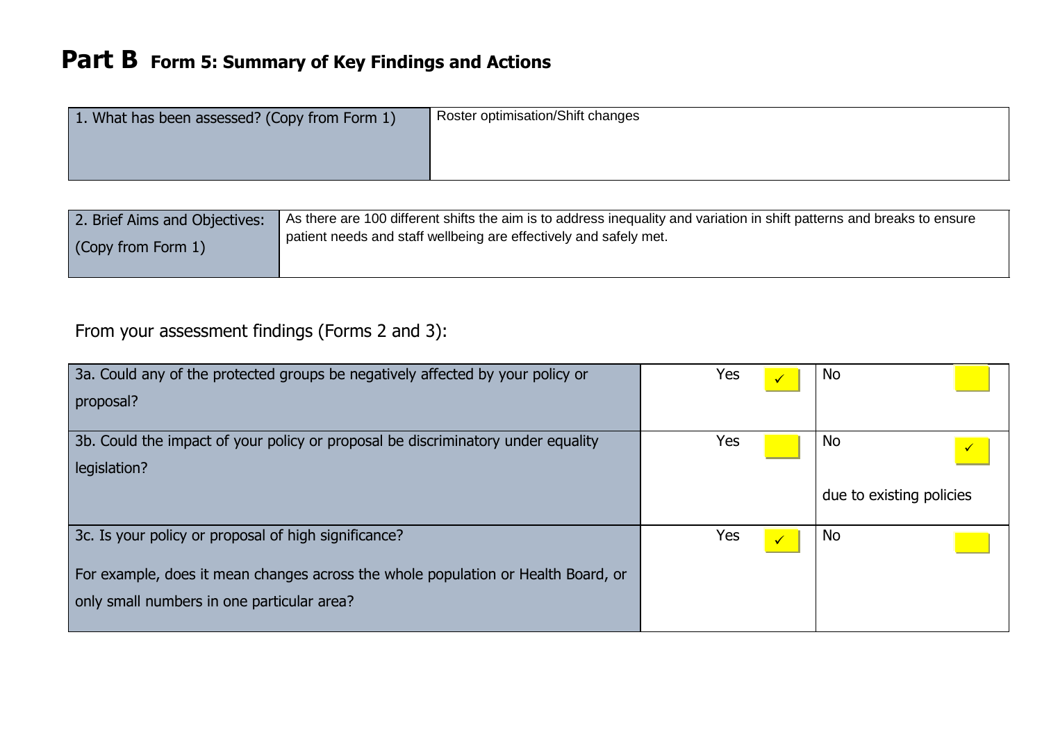# Part B Form 5: Summary of Key Findings and Actions

| 1. What has been assessed? (Copy from Form 1) | Roster optimisation/Shift changes |
|---|---|

| 2. Brief Aims and Objectives: (Copy from Form 1) | As there are 100 different shifts the aim is to address inequality and variation in shift patterns and breaks to ensure patient needs and staff wellbeing are effectively and safely met. |
|---|---|

From your assessment findings (Forms 2 and 3):

| | Yes | No |
|---|---|---|
| 3a. Could any of the protected groups be negatively affected by your policy or proposal? | Yes ✓ | No |
| 3b. Could the impact of your policy or proposal be discriminatory under equality legislation? | Yes | No ✓ due to existing policies |
| 3c. Is your policy or proposal of high significance? For example, does it mean changes across the whole population or Health Board, or only small numbers in one particular area? | Yes ✓ | No |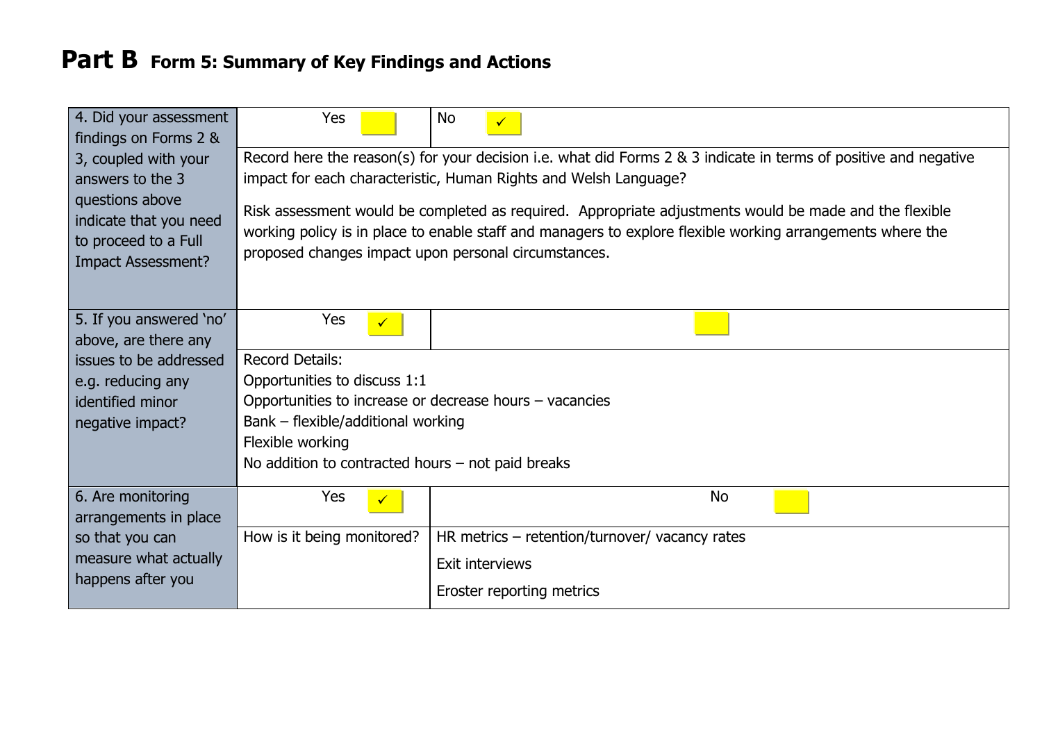# Part B Form 5: Summary of Key Findings and Actions

| | | |
|---|---|---|
| 4. Did your assessment findings on Forms 2 & 3, coupled with your answers to the 3 questions above indicate that you need to proceed to a Full Impact Assessment? | Yes ☐ | No ✓ |
| | Record here the reason(s) for your decision i.e. what did Forms 2 & 3 indicate in terms of positive and negative impact for each characteristic, Human Rights and Welsh Language?<br><br>Risk assessment would be completed as required. Appropriate adjustments would be made and the flexible working policy is in place to enable staff and managers to explore flexible working arrangements where the proposed changes impact upon personal circumstances. | |
| 5. If you answered 'no' above, are there any issues to be addressed e.g. reducing any identified minor negative impact? | Yes ✓ | ☐ |
| | Record Details:<br>Opportunities to discuss 1:1<br>Opportunities to increase or decrease hours – vacancies<br>Bank – flexible/additional working<br>Flexible working<br>No addition to contracted hours – not paid breaks | |
| 6. Are monitoring arrangements in place so that you can measure what actually happens after you | Yes ✓ | No ☐ |
| | How is it being monitored? | HR metrics – retention/turnover/ vacancy rates<br><br>Exit interviews<br><br>Eroster reporting metrics |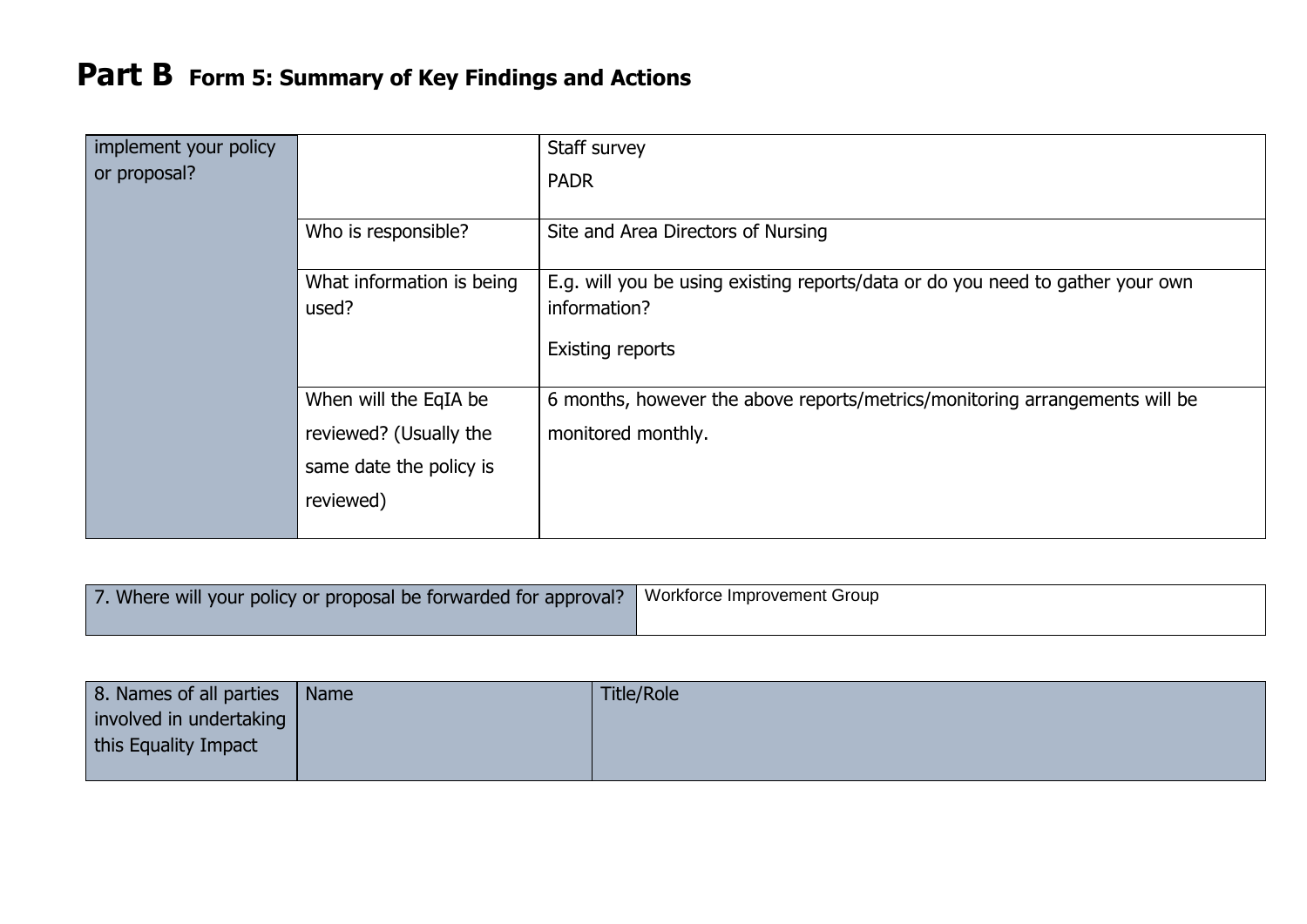# Part B Form 5: Summary of Key Findings and Actions

| | | |
|---|---|---|
| implement your policy or proposal? | | Staff survey<br>PADR |
| | Who is responsible? | Site and Area Directors of Nursing |
| | What information is being used? | E.g. will you be using existing reports/data or do you need to gather your own information?<br>Existing reports |
| | When will the EqIA be reviewed? (Usually the same date the policy is reviewed) | 6 months, however the above reports/metrics/monitoring arrangements will be monitored monthly. |

| 7. Where will your policy or proposal be forwarded for approval? | Workforce Improvement Group |
|---|---|

| 8. Names of all parties involved in undertaking this Equality Impact | Name | Title/Role |
|---|---|---|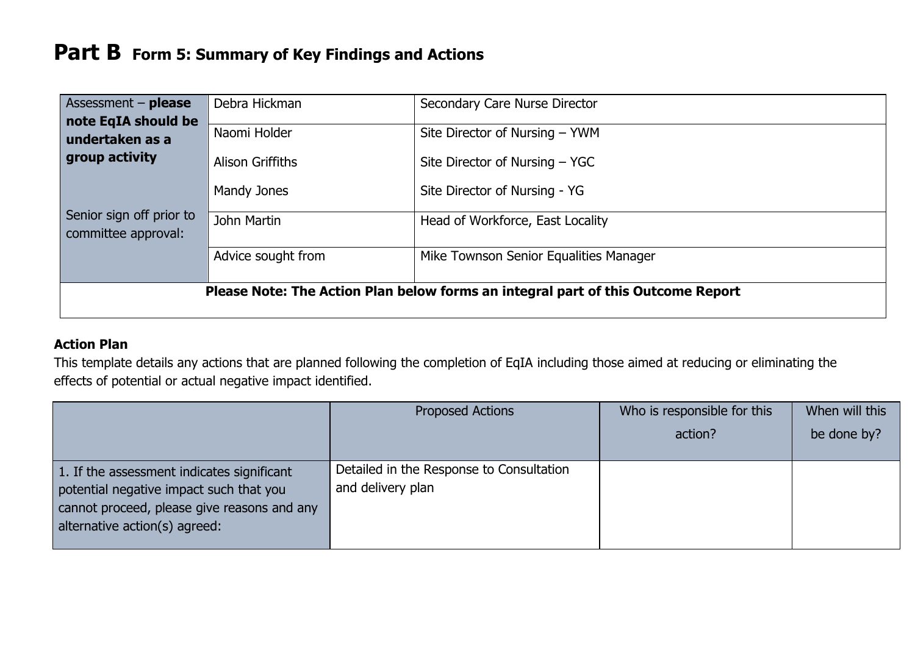# Part B Form 5: Summary of Key Findings and Actions

| Assessment – **please note EqIA should be undertaken as a group activity** | Debra Hickman | Secondary Care Nurse Director |
|---|---|---|
| | Naomi Holder<br>Alison Griffiths<br>Mandy Jones | Site Director of Nursing – YWM<br>Site Director of Nursing – YGC<br>Site Director of Nursing - YG |
| Senior sign off prior to committee approval: | John Martin | Head of Workforce, East Locality |
| | Advice sought from | Mike Townson Senior Equalities Manager |
| **Please Note: The Action Plan below forms an integral part of this Outcome Report** | | |

**Action Plan**

This template details any actions that are planned following the completion of EqIA including those aimed at reducing or eliminating the effects of potential or actual negative impact identified.

| | Proposed Actions | Who is responsible for this action? | When will this be done by? |
|---|---|---|---|
| 1. If the assessment indicates significant potential negative impact such that you cannot proceed, please give reasons and any alternative action(s) agreed: | Detailed in the Response to Consultation and delivery plan | | |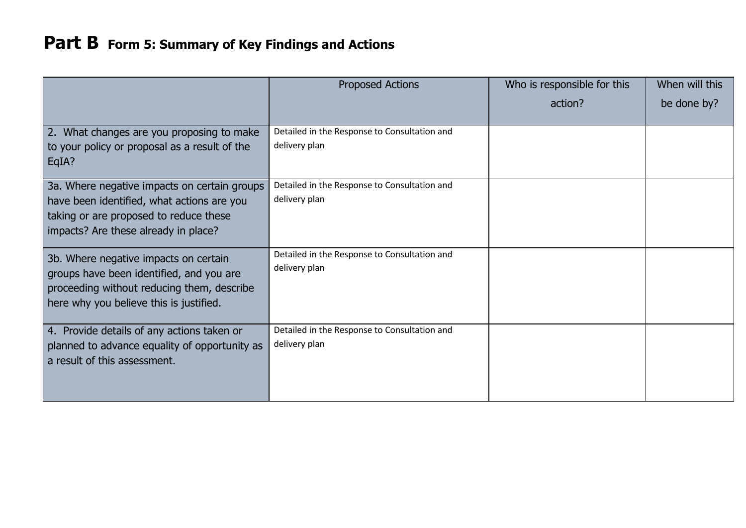# **Part B** Form 5: Summary of Key Findings and Actions

| | Proposed Actions | Who is responsible for this action? | When will this be done by? |
|---|---|---|---|
| 2. What changes are you proposing to make to your policy or proposal as a result of the EqIA? | Detailed in the Response to Consultation and delivery plan | | |
| 3a. Where negative impacts on certain groups have been identified, what actions are you taking or are proposed to reduce these impacts? Are these already in place? | Detailed in the Response to Consultation and delivery plan | | |
| 3b. Where negative impacts on certain groups have been identified, and you are proceeding without reducing them, describe here why you believe this is justified. | Detailed in the Response to Consultation and delivery plan | | |
| 4. Provide details of any actions taken or planned to advance equality of opportunity as a result of this assessment. | Detailed in the Response to Consultation and delivery plan | | |